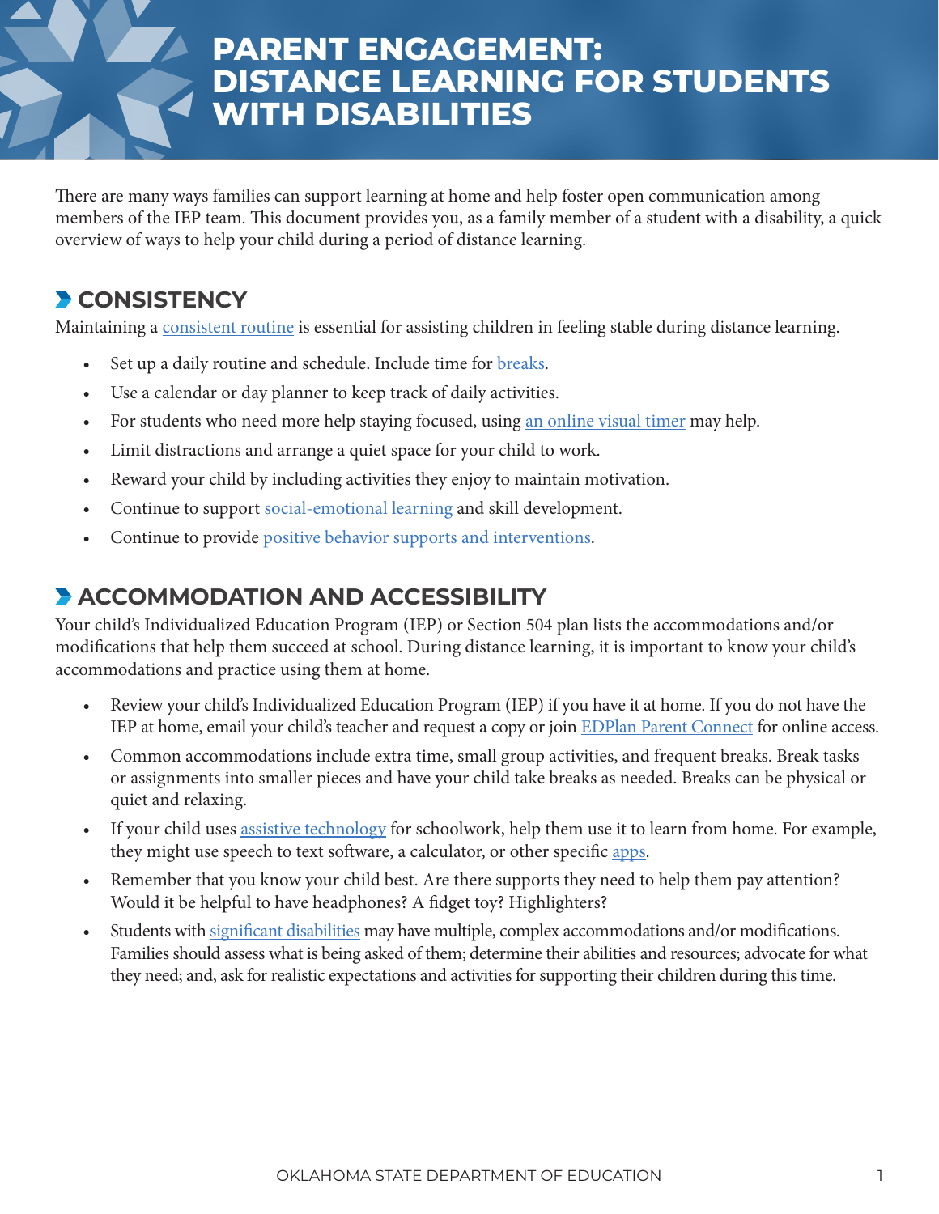# PARENT ENGAGEMENT: DISTANCE LEARNING FOR STUDENTS WITH DISABILITIES

There are many ways families can support learning at home and help foster open communication among members of the IEP team. This document provides you, as a family member of a student with a disability, a quick overview of ways to help your child during a period of distance learning.

## CONSISTENCY

Maintaining a consistent routine is essential for assisting children in feeling stable during distance learning.

- Set up a daily routine and schedule. Include time for breaks.
- Use a calendar or day planner to keep track of daily activities.
- For students who need more help staying focused, using an online visual timer may help.
- Limit distractions and arrange a quiet space for your child to work.
- Reward your child by including activities they enjoy to maintain motivation.
- Continue to support social-emotional learning and skill development.
- Continue to provide positive behavior supports and interventions.

## ACCOMMODATION AND ACCESSIBILITY

Your child's Individualized Education Program (IEP) or Section 504 plan lists the accommodations and/or modifications that help them succeed at school. During distance learning, it is important to know your child's accommodations and practice using them at home.

- Review your child's Individualized Education Program (IEP) if you have it at home. If you do not have the IEP at home, email your child's teacher and request a copy or join EDPlan Parent Connect for online access.
- Common accommodations include extra time, small group activities, and frequent breaks. Break tasks or assignments into smaller pieces and have your child take breaks as needed. Breaks can be physical or quiet and relaxing.
- If your child uses assistive technology for schoolwork, help them use it to learn from home. For example, they might use speech to text software, a calculator, or other specific apps.
- Remember that you know your child best. Are there supports they need to help them pay attention? Would it be helpful to have headphones? A fidget toy? Highlighters?
- Students with significant disabilities may have multiple, complex accommodations and/or modifications. Families should assess what is being asked of them; determine their abilities and resources; advocate for what they need; and, ask for realistic expectations and activities for supporting their children during this time.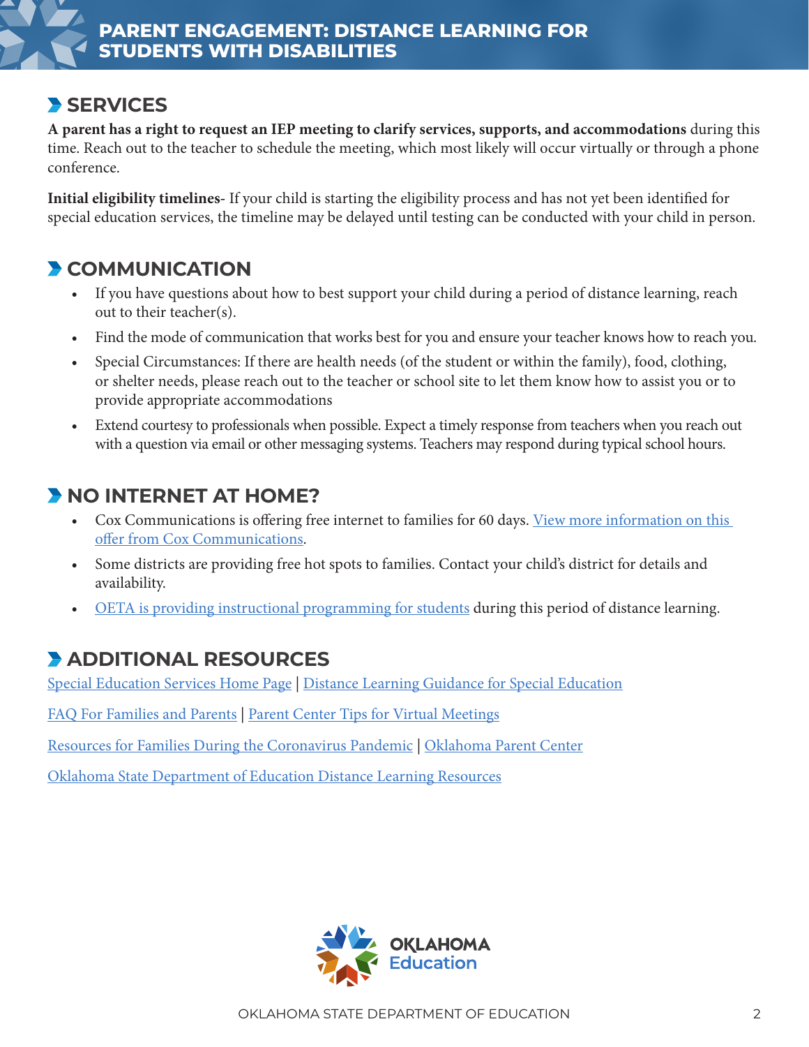# PARENT ENGAGEMENT: DISTANCE LEARNING FOR STUDENTS WITH DISABILITIES

## SERVICES

**A parent has a right to request an IEP meeting to clarify services, supports, and accommodations** during this time. Reach out to the teacher to schedule the meeting, which most likely will occur virtually or through a phone conference.

**Initial eligibility timelines**- If your child is starting the eligibility process and has not yet been identified for special education services, the timeline may be delayed until testing can be conducted with your child in person.

## COMMUNICATION

- If you have questions about how to best support your child during a period of distance learning, reach out to their teacher(s).
- Find the mode of communication that works best for you and ensure your teacher knows how to reach you.
- Special Circumstances: If there are health needs (of the student or within the family), food, clothing, or shelter needs, please reach out to the teacher or school site to let them know how to assist you or to provide appropriate accommodations
- Extend courtesy to professionals when possible. Expect a timely response from teachers when you reach out with a question via email or other messaging systems. Teachers may respond during typical school hours.

## NO INTERNET AT HOME?

- Cox Communications is offering free internet to families for 60 days. View more information on this offer from Cox Communications.
- Some districts are providing free hot spots to families. Contact your child's district for details and availability.
- OETA is providing instructional programming for students during this period of distance learning.

## ADDITIONAL RESOURCES

Special Education Services Home Page | Distance Learning Guidance for Special Education

FAQ For Families and Parents | Parent Center Tips for Virtual Meetings

Resources for Families During the Coronavirus Pandemic | Oklahoma Parent Center

Oklahoma State Department of Education Distance Learning Resources

OKLAHOMA Education